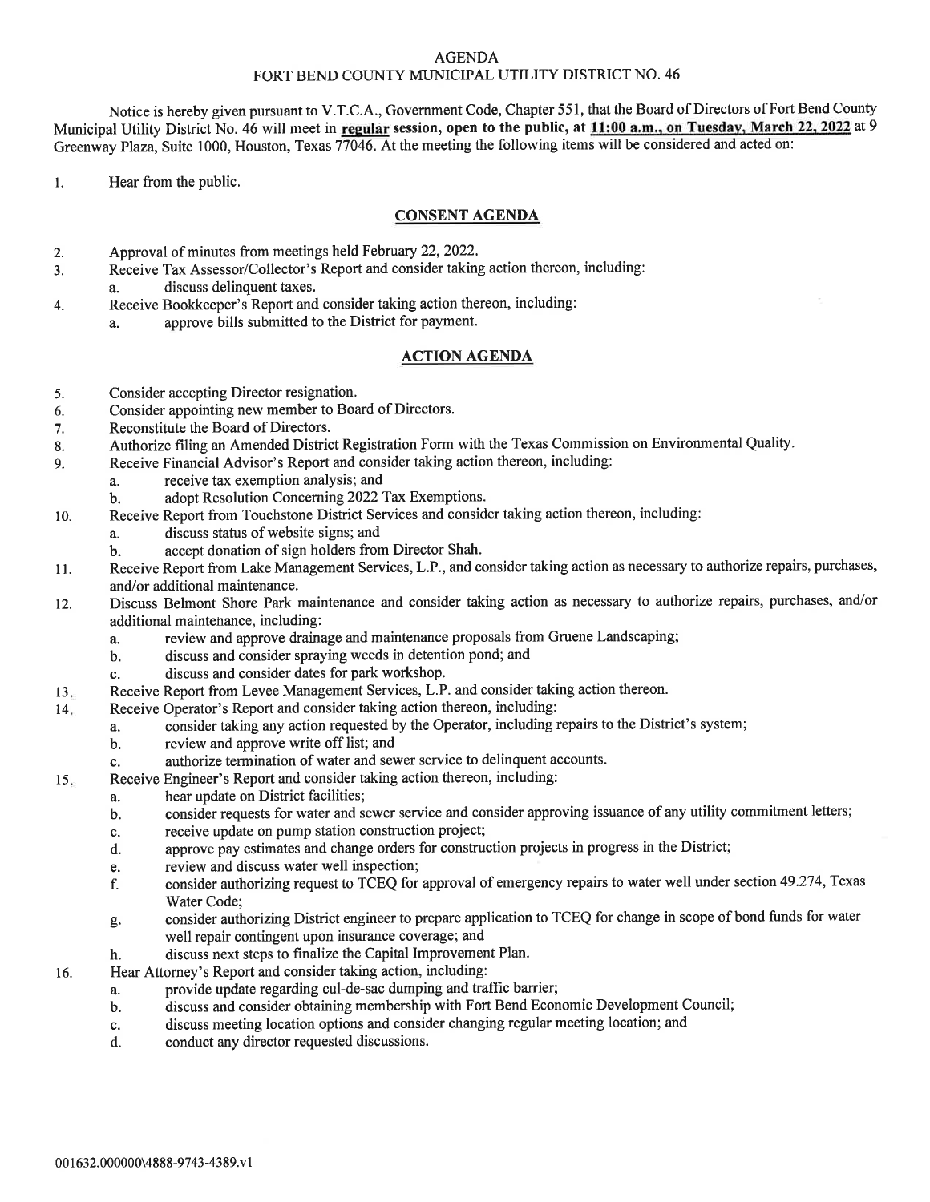# AGENDA

## FORT BEND COUNTY MUNICIPAL UTILITY DISTRICT NO. 46

Notice is hereby given pursuant to V.T.C.A., Government Code, Chapter 551, that the Board of Directors of Fort Bend County Municipal Utility District No. 46 will meet in **regular session, open to the public, at 11:00 a.m., on Tuesday, March 22, 2022** at 9 Greenway Plaza, Suite 1000, Houston, Texas 77046. At the meeting the following items will be considered and acted on:

1. Hear from the public.

### CONSENT AGENDA

2. Approval of minutes from meetings held February 22, 2022.
3. Receive Tax Assessor/Collector's Report and consider taking action thereon, including:
   a. discuss delinquent taxes.
4. Receive Bookkeeper's Report and consider taking action thereon, including:
   a. approve bills submitted to the District for payment.

### ACTION AGENDA

5. Consider accepting Director resignation.
6. Consider appointing new member to Board of Directors.
7. Reconstitute the Board of Directors.
8. Authorize filing an Amended District Registration Form with the Texas Commission on Environmental Quality.
9. Receive Financial Advisor's Report and consider taking action thereon, including:
   a. receive tax exemption analysis; and
   b. adopt Resolution Concerning 2022 Tax Exemptions.
10. Receive Report from Touchstone District Services and consider taking action thereon, including:
    a. discuss status of website signs; and
    b. accept donation of sign holders from Director Shah.
11. Receive Report from Lake Management Services, L.P., and consider taking action as necessary to authorize repairs, purchases, and/or additional maintenance.
12. Discuss Belmont Shore Park maintenance and consider taking action as necessary to authorize repairs, purchases, and/or additional maintenance, including:
    a. review and approve drainage and maintenance proposals from Gruene Landscaping;
    b. discuss and consider spraying weeds in detention pond; and
    c. discuss and consider dates for park workshop.
13. Receive Report from Levee Management Services, L.P. and consider taking action thereon.
14. Receive Operator's Report and consider taking action thereon, including:
    a. consider taking any action requested by the Operator, including repairs to the District's system;
    b. review and approve write off list; and
    c. authorize termination of water and sewer service to delinquent accounts.
15. Receive Engineer's Report and consider taking action thereon, including:
    a. hear update on District facilities;
    b. consider requests for water and sewer service and consider approving issuance of any utility commitment letters;
    c. receive update on pump station construction project;
    d. approve pay estimates and change orders for construction projects in progress in the District;
    e. review and discuss water well inspection;
    f. consider authorizing request to TCEQ for approval of emergency repairs to water well under section 49.274, Texas Water Code;
    g. consider authorizing District engineer to prepare application to TCEQ for change in scope of bond funds for water well repair contingent upon insurance coverage; and
    h. discuss next steps to finalize the Capital Improvement Plan.
16. Hear Attorney's Report and consider taking action, including:
    a. provide update regarding cul-de-sac dumping and traffic barrier;
    b. discuss and consider obtaining membership with Fort Bend Economic Development Council;
    c. discuss meeting location options and consider changing regular meeting location; and
    d. conduct any director requested discussions.

001632.000000\4888-9743-4389.v1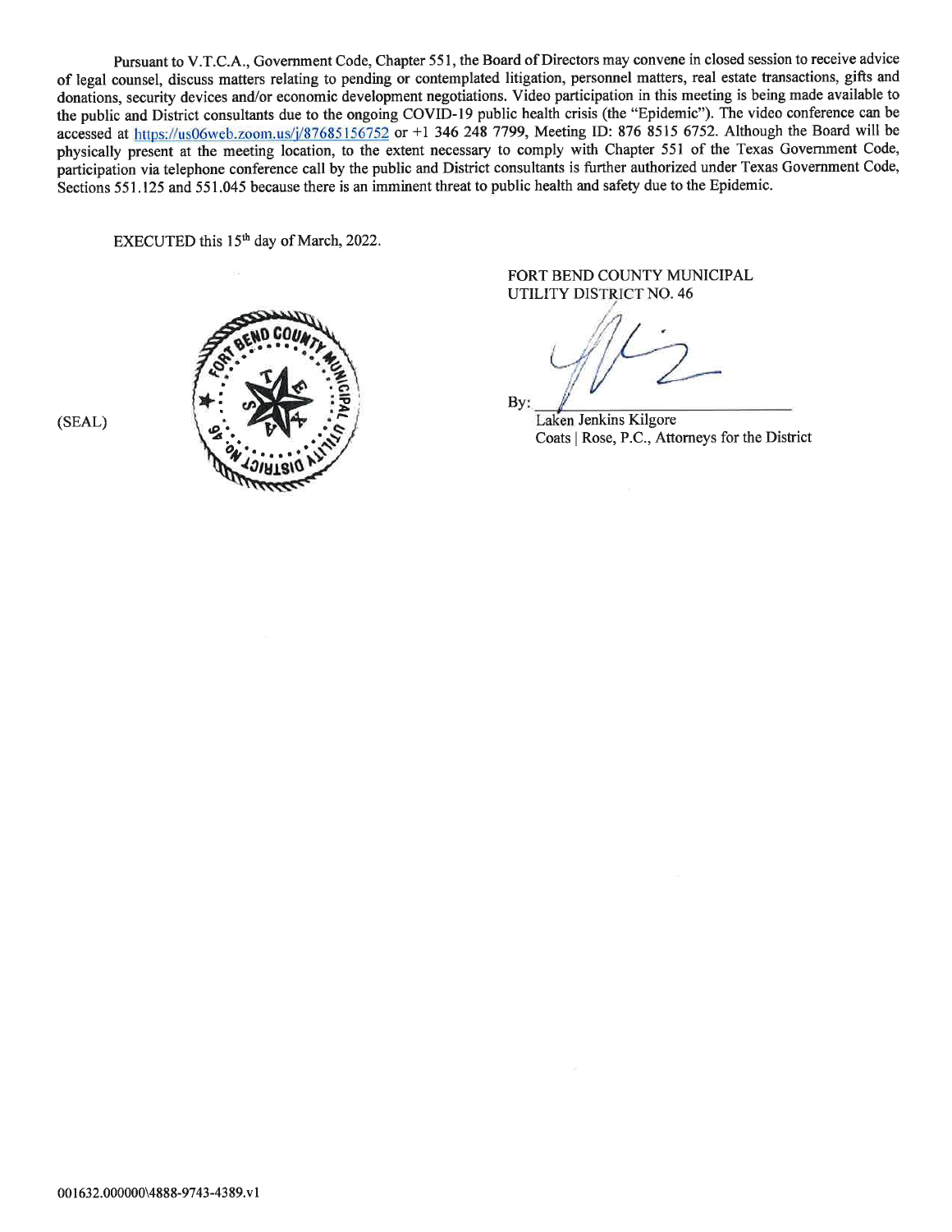Pursuant to V.T.C.A., Government Code, Chapter 551, the Board of Directors may convene in closed session to receive advice of legal counsel, discuss matters relating to pending or contemplated litigation, personnel matters, real estate transactions, gifts and donations, security devices and/or economic development negotiations. Video participation in this meeting is being made available to the public and District consultants due to the ongoing COVID-19 public health crisis (the "Epidemic"). The video conference can be accessed at https://us06web.zoom.us/j/87685156752 or +1 346 248 7799, Meeting ID: 876 8515 6752. Although the Board will be physically present at the meeting location, to the extent necessary to comply with Chapter 551 of the Texas Government Code, participation via telephone conference call by the public and District consultants is further authorized under Texas Government Code, Sections 551.125 and 551.045 because there is an imminent threat to public health and safety due to the Epidemic.

EXECUTED this 15th day of March, 2022.

FORT BEND COUNTY MUNICIPAL
UTILITY DISTRICT NO. 46

By: ______________________________
Laken Jenkins Kilgore
Coats | Rose, P.C., Attorneys for the District

(SEAL)

001632.000000\4888-9743-4389.v1